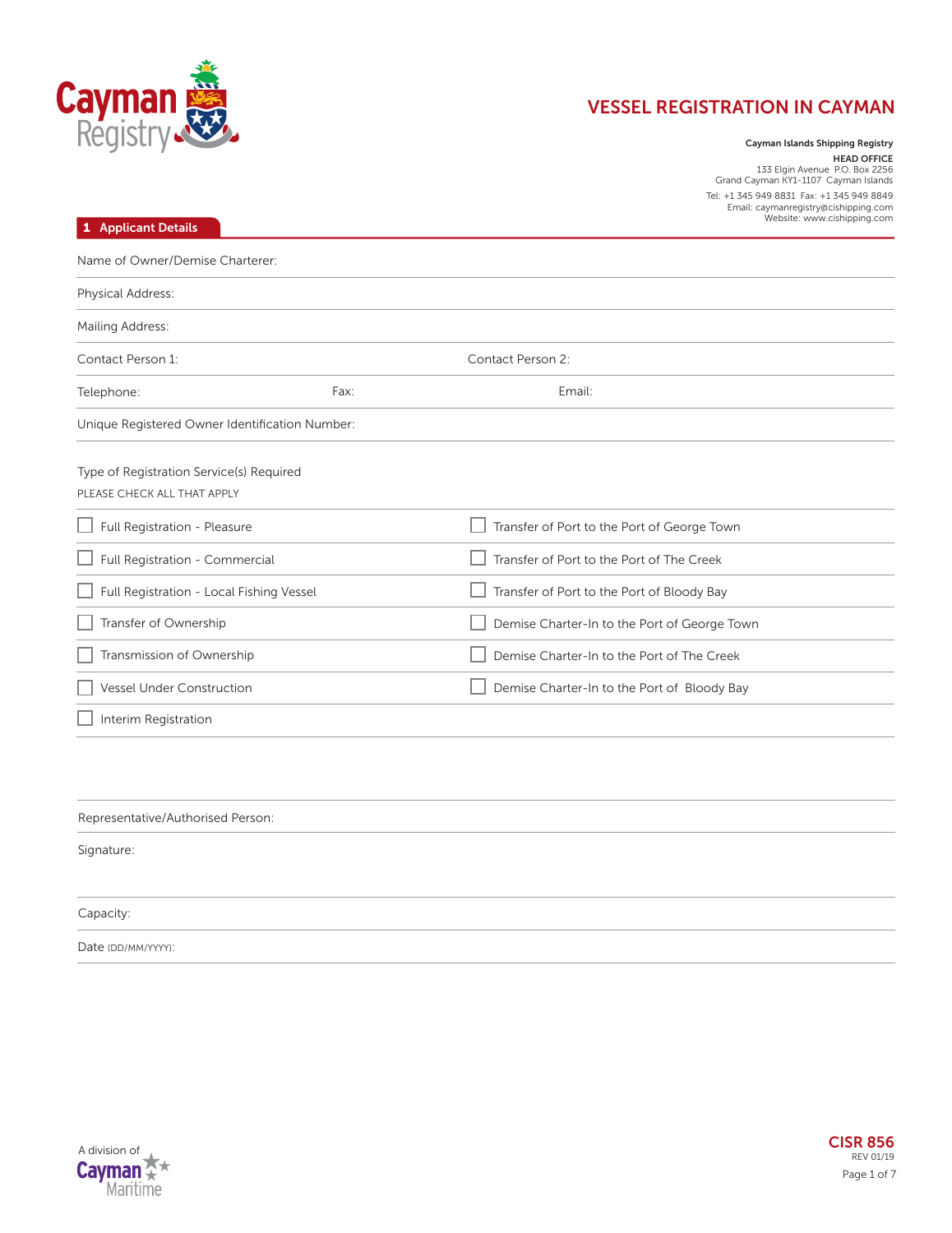Cayman Registry

# VESSEL REGISTRATION IN CAYMAN

**Cayman Islands Shipping Registry**
**HEAD OFFICE**
133 Elgin Avenue P.O. Box 2256
Grand Cayman KY1-1107 Cayman Islands
Tel: +1 345 949 8831 Fax: +1 345 949 8849
Email: caymanregistry@cishipping.com
Website: www.cishipping.com

## 1 Applicant Details

Name of Owner/Demise Charterer:

Physical Address:

Mailing Address:

Contact Person 1: Contact Person 2:

Telephone: Fax: Email:

Unique Registered Owner Identification Number:

Type of Registration Service(s) Required
PLEASE CHECK ALL THAT APPLY

| | |
|---|---|
| ☐ Full Registration - Pleasure | ☐ Transfer of Port to the Port of George Town |
| ☐ Full Registration - Commercial | ☐ Transfer of Port to the Port of The Creek |
| ☐ Full Registration - Local Fishing Vessel | ☐ Transfer of Port to the Port of Bloody Bay |
| ☐ Transfer of Ownership | ☐ Demise Charter-In to the Port of George Town |
| ☐ Transmission of Ownership | ☐ Demise Charter-In to the Port of The Creek |
| ☐ Vessel Under Construction | ☐ Demise Charter-In to the Port of Bloody Bay |
| ☐ Interim Registration | |

Representative/Authorised Person:

Signature:

Capacity:

Date (DD/MM/YYYY):

A division of Cayman Maritime

CISR 856
REV 01/19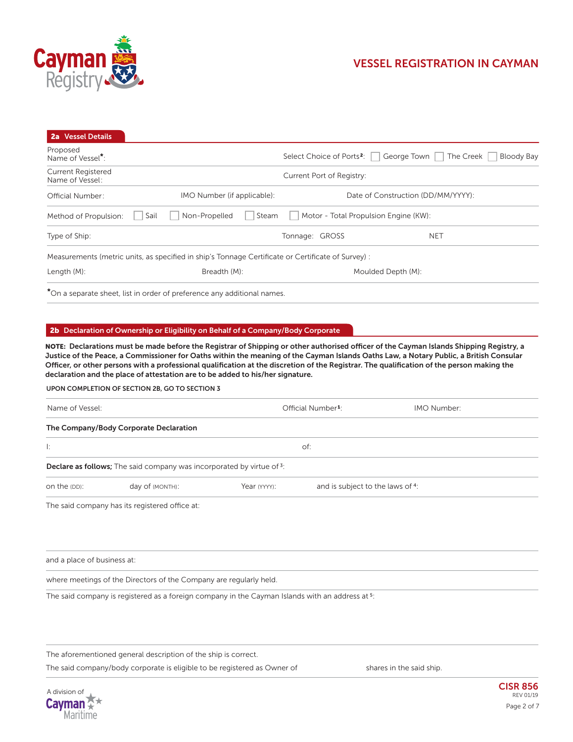# VESSEL REGISTRATION IN CAYMAN

## 2a Vessel Details

Proposed Name of Vessel*:

Select Choice of Ports[2]: ☐ George Town ☐ The Creek ☐ Bloody Bay

Current Registered Name of Vessel:

Current Port of Registry:

Official Number:

IMO Number (if applicable):

Date of Construction (DD/MM/YYYY):

Method of Propulsion: ☐ Sail ☐ Non-Propelled ☐ Steam ☐ Motor - Total Propulsion Engine (KW):

Type of Ship:

Tonnage: GROSS

NET

Measurements (metric units, as specified in ship's Tonnage Certificate or Certificate of Survey) :

Length (M):

Breadth (M):

Moulded Depth (M):

*On a separate sheet, list in order of preference any additional names.

## 2b Declaration of Ownership or Eligibility on Behalf of a Company/Body Corporate

**NOTE: Declarations must be made before the Registrar of Shipping or other authorised officer of the Cayman Islands Shipping Registry, a Justice of the Peace, a Commissioner for Oaths within the meaning of the Cayman Islands Oaths Law, a Notary Public, a British Consular Officer, or other persons with a professional qualification at the discretion of the Registrar. The qualification of the person making the declaration and the place of attestation are to be added to his/her signature.**

**UPON COMPLETION OF SECTION 2B, GO TO SECTION 3**

Name of Vessel:

Official Number[1]:

IMO Number:

**The Company/Body Corporate Declaration**

I:

of:

**Declare as follows;** The said company was incorporated by virtue of [3]:

on the (DD):

day of (MONTH):

Year (YYYY):

and is subject to the laws of [4]:

The said company has its registered office at:

and a place of business at:

where meetings of the Directors of the Company are regularly held.

The said company is registered as a foreign company in the Cayman Islands with an address at [5]:

The aforementioned general description of the ship is correct.

The said company/body corporate is eligible to be registered as Owner of shares in the said ship.

CISR 856
REV 01/19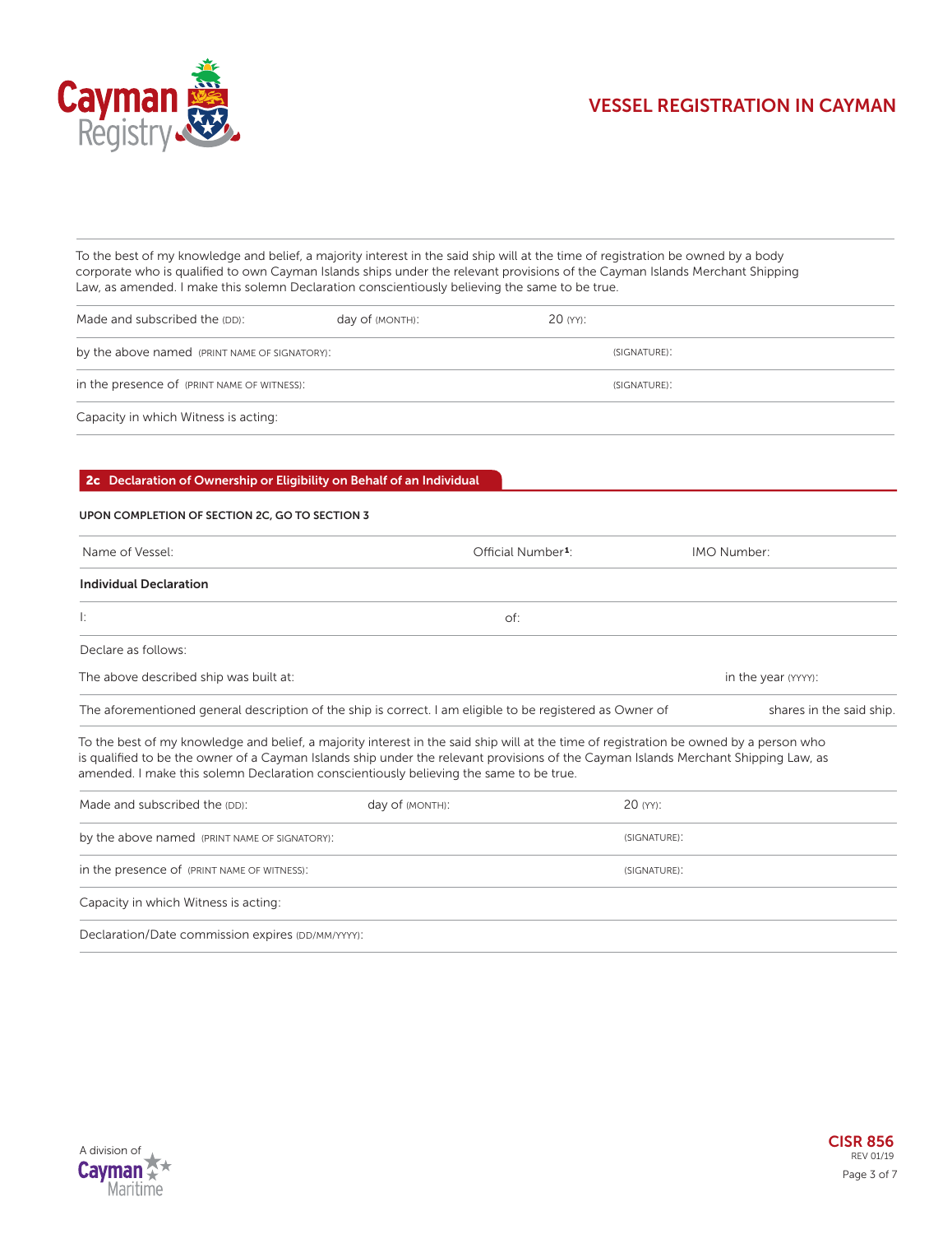To the best of my knowledge and belief, a majority interest in the said ship will at the time of registration be owned by a body corporate who is qualified to own Cayman Islands ships under the relevant provisions of the Cayman Islands Merchant Shipping Law, as amended. I make this solemn Declaration conscientiously believing the same to be true.

| | | |
|---|---|---|
| Made and subscribed the (DD): | day of (MONTH): | 20 (YY): |
| by the above named (PRINT NAME OF SIGNATORY): | | (SIGNATURE): |
| in the presence of (PRINT NAME OF WITNESS): | | (SIGNATURE): |
| Capacity in which Witness is acting: | | |

## 2c Declaration of Ownership or Eligibility on Behalf of an Individual

**UPON COMPLETION OF SECTION 2C, GO TO SECTION 3**

| | | |
|---|---|---|
| Name of Vessel: | Official Number[1]: | IMO Number: |

**Individual Declaration**

| | |
|---|---|
| I: | of: |

Declare as follows:

| | |
|---|---|
| The above described ship was built at: | in the year (YYYY): |
| The aforementioned general description of the ship is correct. I am eligible to be registered as Owner of | shares in the said ship. |

To the best of my knowledge and belief, a majority interest in the said ship will at the time of registration be owned by a person who is qualified to be the owner of a Cayman Islands ship under the relevant provisions of the Cayman Islands Merchant Shipping Law, as amended. I make this solemn Declaration conscientiously believing the same to be true.

| | | |
|---|---|---|
| Made and subscribed the (DD): | day of (MONTH): | 20 (YY): |
| by the above named (PRINT NAME OF SIGNATORY): | | (SIGNATURE): |
| in the presence of (PRINT NAME OF WITNESS): | | (SIGNATURE): |
| Capacity in which Witness is acting: | | |
| Declaration/Date commission expires (DD/MM/YYYY): | | |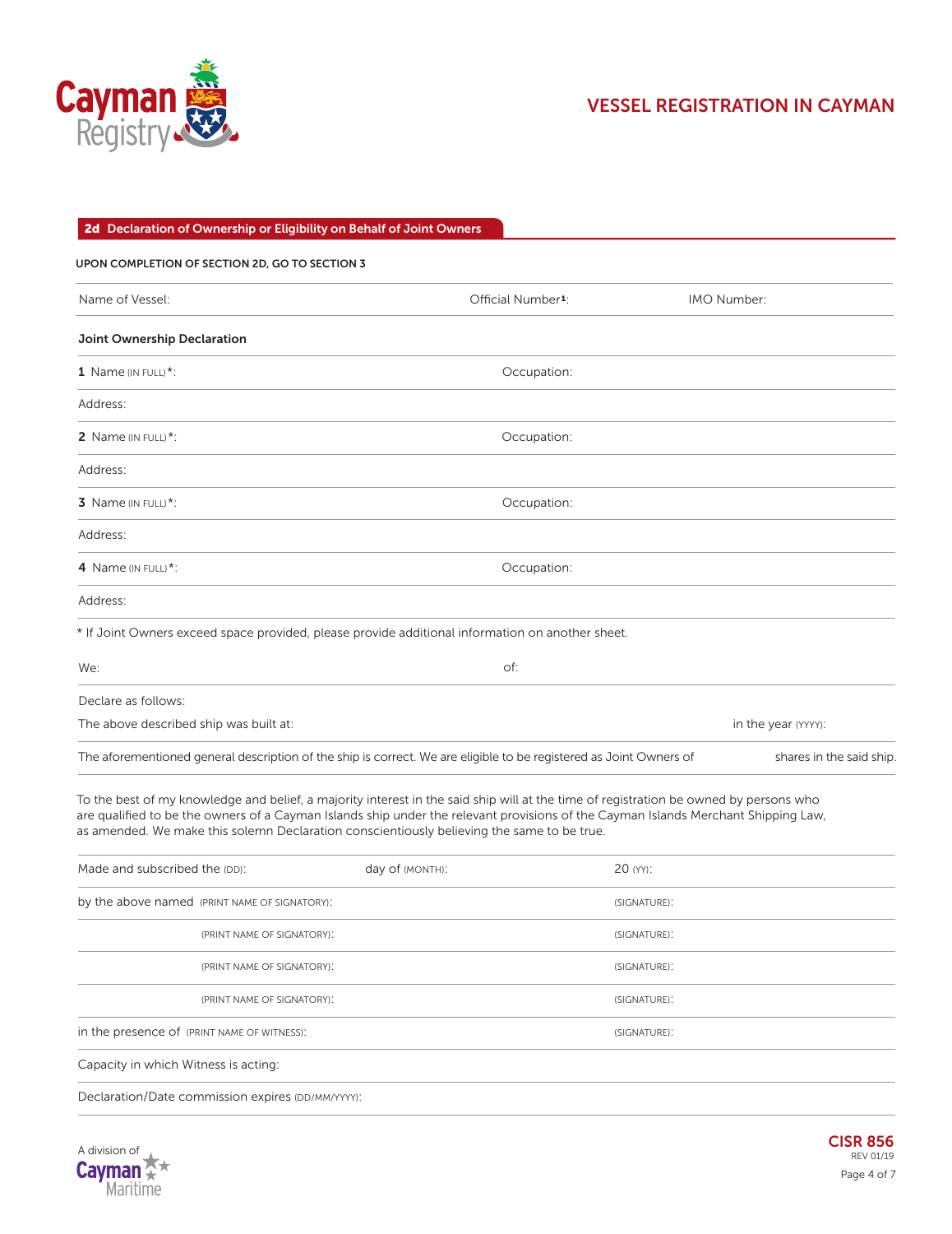## 2d Declaration of Ownership or Eligibility on Behalf of Joint Owners

**UPON COMPLETION OF SECTION 2D, GO TO SECTION 3**

| Name of Vessel: | Official Number[1]: | IMO Number: |
|---|---|---|

**Joint Ownership Declaration**

| | |
|---|---|
| **1** Name (IN FULL)*: | Occupation: |
| Address: | |
| **2** Name (IN FULL)*: | Occupation: |
| Address: | |
| **3** Name (IN FULL)*: | Occupation: |
| Address: | |
| **4** Name (IN FULL)*: | Occupation: |
| Address: | |

* If Joint Owners exceed space provided, please provide additional information on another sheet.

| | |
|---|---|
| We: | of: |

Declare as follows:

The above described ship was built at: in the year (YYYY):

The aforementioned general description of the ship is correct. We are eligible to be registered as Joint Owners of shares in the said ship.

To the best of my knowledge and belief, a majority interest in the said ship will at the time of registration be owned by persons who are qualified to be the owners of a Cayman Islands ship under the relevant provisions of the Cayman Islands Merchant Shipping Law, as amended. We make this solemn Declaration conscientiously believing the same to be true.

| | | |
|---|---|---|
| Made and subscribed the (DD): | day of (MONTH): | 20 (YY): |
| by the above named (PRINT NAME OF SIGNATORY): | | (SIGNATURE): |
| (PRINT NAME OF SIGNATORY): | | (SIGNATURE): |
| (PRINT NAME OF SIGNATORY): | | (SIGNATURE): |
| (PRINT NAME OF SIGNATORY): | | (SIGNATURE): |
| in the presence of (PRINT NAME OF WITNESS): | | (SIGNATURE): |
| Capacity in which Witness is acting: | | |
| Declaration/Date commission expires (DD/MM/YYYY): | | |

CISR 856
REV 01/19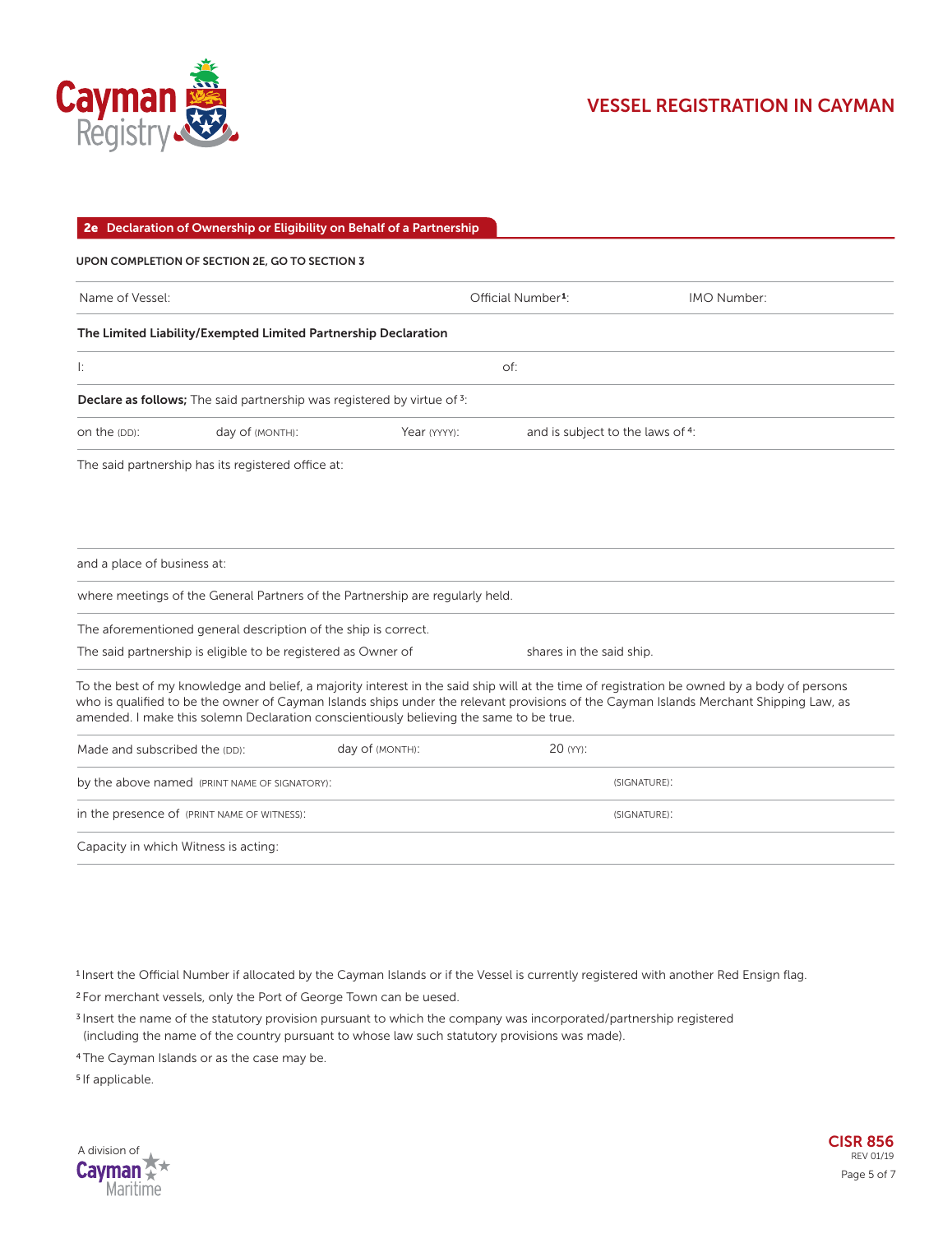## 2e Declaration of Ownership or Eligibility on Behalf of a Partnership

**UPON COMPLETION OF SECTION 2E, GO TO SECTION 3**

Name of Vessel: Official Number[1]: IMO Number:

**The Limited Liability/Exempted Limited Partnership Declaration**

I: of:

**Declare as follows;** The said partnership was registered by virtue of [3]:

on the (DD): day of (MONTH): Year (YYYY): and is subject to the laws of [4]:

The said partnership has its registered office at:

and a place of business at:

where meetings of the General Partners of the Partnership are regularly held.

The aforementioned general description of the ship is correct.

The said partnership is eligible to be registered as Owner of shares in the said ship.

To the best of my knowledge and belief, a majority interest in the said ship will at the time of registration be owned by a body of persons who is qualified to be the owner of Cayman Islands ships under the relevant provisions of the Cayman Islands Merchant Shipping Law, as amended. I make this solemn Declaration conscientiously believing the same to be true.

Made and subscribed the (DD): day of (MONTH): 20 (YY):

by the above named (PRINT NAME OF SIGNATORY): (SIGNATURE):

in the presence of (PRINT NAME OF WITNESS): (SIGNATURE):

Capacity in which Witness is acting:

[1] Insert the Official Number if allocated by the Cayman Islands or if the Vessel is currently registered with another Red Ensign flag.

[2] For merchant vessels, only the Port of George Town can be uesed.

[3] Insert the name of the statutory provision pursuant to which the company was incorporated/partnership registered (including the name of the country pursuant to whose law such statutory provisions was made).

[4] The Cayman Islands or as the case may be.

[5] If applicable.

CISR 856
REV 01/19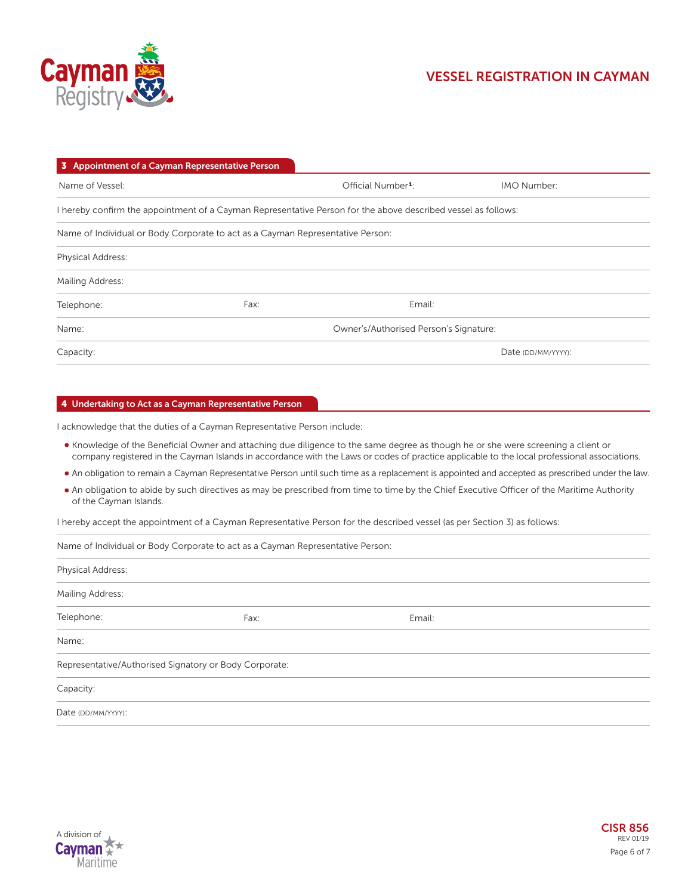## 3 Appointment of a Cayman Representative Person

| Name of Vessel: | Official Number[1]: | IMO Number: |
|---|---|---|

I hereby confirm the appointment of a Cayman Representative Person for the above described vessel as follows:

Name of Individual or Body Corporate to act as a Cayman Representative Person:

Physical Address:

Mailing Address:

| Telephone: | Fax: | Email: |
|---|---|---|

| Name: | Owner's/Authorised Person's Signature: |
|---|---|

| Capacity: | Date (DD/MM/YYYY): |
|---|---|

## 4 Undertaking to Act as a Cayman Representative Person

I acknowledge that the duties of a Cayman Representative Person include:

- Knowledge of the Beneficial Owner and attaching due diligence to the same degree as though he or she were screening a client or company registered in the Cayman Islands in accordance with the Laws or codes of practice applicable to the local professional associations.
- An obligation to remain a Cayman Representative Person until such time as a replacement is appointed and accepted as prescribed under the law.
- An obligation to abide by such directives as may be prescribed from time to time by the Chief Executive Officer of the Maritime Authority of the Cayman Islands.

I hereby accept the appointment of a Cayman Representative Person for the described vessel (as per Section 3) as follows:

Name of Individual or Body Corporate to act as a Cayman Representative Person:

Physical Address:

Mailing Address:

| Telephone: | Fax: | Email: |
|---|---|---|

Name:

Representative/Authorised Signatory or Body Corporate:

Capacity:

Date (DD/MM/YYYY):

CISR 856
REV 01/19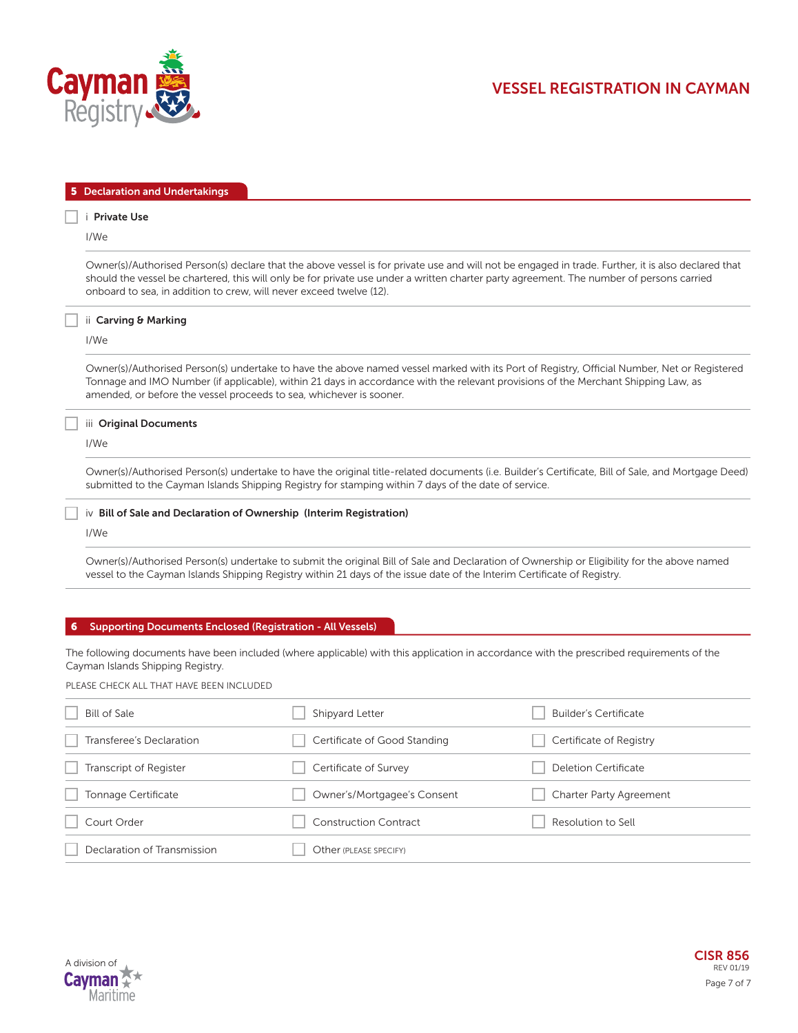# VESSEL REGISTRATION IN CAYMAN

## 5 Declaration and Undertakings

☐ i **Private Use**

I/We

Owner(s)/Authorised Person(s) declare that the above vessel is for private use and will not be engaged in trade. Further, it is also declared that should the vessel be chartered, this will only be for private use under a written charter party agreement. The number of persons carried onboard to sea, in addition to crew, will never exceed twelve (12).

☐ ii **Carving & Marking**

I/We

Owner(s)/Authorised Person(s) undertake to have the above named vessel marked with its Port of Registry, Official Number, Net or Registered Tonnage and IMO Number (if applicable), within 21 days in accordance with the relevant provisions of the Merchant Shipping Law, as amended, or before the vessel proceeds to sea, whichever is sooner.

☐ iii **Original Documents**

I/We

Owner(s)/Authorised Person(s) undertake to have the original title-related documents (i.e. Builder's Certificate, Bill of Sale, and Mortgage Deed) submitted to the Cayman Islands Shipping Registry for stamping within 7 days of the date of service.

☐ iv **Bill of Sale and Declaration of Ownership (Interim Registration)**

I/We

Owner(s)/Authorised Person(s) undertake to submit the original Bill of Sale and Declaration of Ownership or Eligibility for the above named vessel to the Cayman Islands Shipping Registry within 21 days of the issue date of the Interim Certificate of Registry.

## 6 Supporting Documents Enclosed (Registration - All Vessels)

The following documents have been included (where applicable) with this application in accordance with the prescribed requirements of the Cayman Islands Shipping Registry.

PLEASE CHECK ALL THAT HAVE BEEN INCLUDED

| | | |
|---|---|---|
| ☐ Bill of Sale | ☐ Shipyard Letter | ☐ Builder's Certificate |
| ☐ Transferee's Declaration | ☐ Certificate of Good Standing | ☐ Certificate of Registry |
| ☐ Transcript of Register | ☐ Certificate of Survey | ☐ Deletion Certificate |
| ☐ Tonnage Certificate | ☐ Owner's/Mortgagee's Consent | ☐ Charter Party Agreement |
| ☐ Court Order | ☐ Construction Contract | ☐ Resolution to Sell |
| ☐ Declaration of Transmission | ☐ Other (PLEASE SPECIFY) | |

A division of Cayman Maritime

CISR 856
REV 01/19